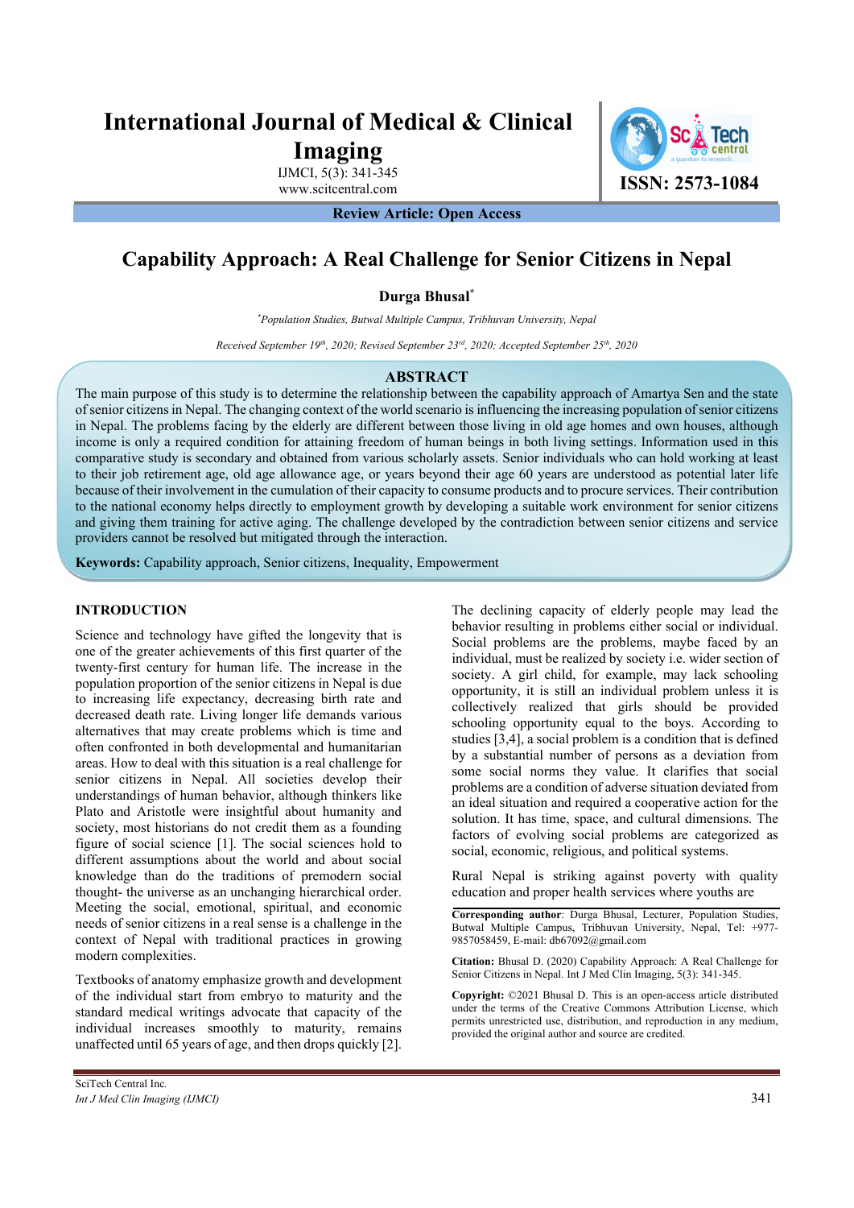# Capability Approach: A Real Challenge for Senior Citizens in Nepal

**Durga Bhusal***

*Population Studies, Butwal Multiple Campus, Tribhuvan University, Nepal*

*Received September 19th, 2020; Revised September 23rd, 2020; Accepted September 25th, 2020*

**Review Article: Open Access**

## ABSTRACT

The main purpose of this study is to determine the relationship between the capability approach of Amartya Sen and the state of senior citizens in Nepal. The changing context of the world scenario is influencing the increasing population of senior citizens in Nepal. The problems facing by the elderly are different between those living in old age homes and own houses, although income is only a required condition for attaining freedom of human beings in both living settings. Information used in this comparative study is secondary and obtained from various scholarly assets. Senior individuals who can hold working at least to their job retirement age, old age allowance age, or years beyond their age 60 years are understood as potential later life because of their involvement in the cumulation of their capacity to consume products and to procure services. Their contribution to the national economy helps directly to employment growth by developing a suitable work environment for senior citizens and giving them training for active aging. The challenge developed by the contradiction between senior citizens and service providers cannot be resolved but mitigated through the interaction.

**Keywords:** Capability approach, Senior citizens, Inequality, Empowerment

## INTRODUCTION

Science and technology have gifted the longevity that is one of the greater achievements of this first quarter of the twenty-first century for human life. The increase in the population proportion of the senior citizens in Nepal is due to increasing life expectancy, decreasing birth rate and decreased death rate. Living longer life demands various alternatives that may create problems which is time and often confronted in both developmental and humanitarian areas. How to deal with this situation is a real challenge for senior citizens in Nepal. All societies develop their understandings of human behavior, although thinkers like Plato and Aristotle were insightful about humanity and society, most historians do not credit them as a founding figure of social science [1]. The social sciences hold to different assumptions about the world and about social knowledge than do the traditions of premodern social thought- the universe as an unchanging hierarchical order. Meeting the social, emotional, spiritual, and economic needs of senior citizens in a real sense is a challenge in the context of Nepal with traditional practices in growing modern complexities.

Textbooks of anatomy emphasize growth and development of the individual start from embryo to maturity and the standard medical writings advocate that capacity of the individual increases smoothly to maturity, remains unaffected until 65 years of age, and then drops quickly [2]. The declining capacity of elderly people may lead the behavior resulting in problems either social or individual. Social problems are the problems, maybe faced by an individual, must be realized by society i.e. wider section of society. A girl child, for example, may lack schooling opportunity, it is still an individual problem unless it is collectively realized that girls should be provided schooling opportunity equal to the boys. According to studies [3,4], a social problem is a condition that is defined by a substantial number of persons as a deviation from some social norms they value. It clarifies that social problems are a condition of adverse situation deviated from an ideal situation and required a cooperative action for the solution. It has time, space, and cultural dimensions. The factors of evolving social problems are categorized as social, economic, religious, and political systems.

Rural Nepal is striking against poverty with quality education and proper health services where youths are

**Corresponding author**: Durga Bhusal, Lecturer, Population Studies, Butwal Multiple Campus, Tribhuvan University, Nepal, Tel: +977-9857058459, E-mail: db67092@gmail.com

**Citation:** Bhusal D. (2020) Capability Approach: A Real Challenge for Senior Citizens in Nepal. Int J Med Clin Imaging, 5(3): 341-345.

**Copyright:** ©2021 Bhusal D. This is an open-access article distributed under the terms of the Creative Commons Attribution License, which permits unrestricted use, distribution, and reproduction in any medium, provided the original author and source are credited.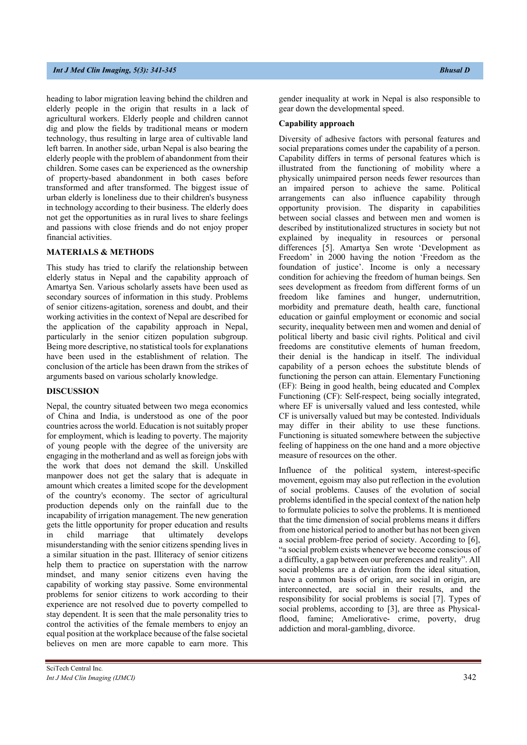heading to labor migration leaving behind the children and elderly people in the origin that results in a lack of agricultural workers. Elderly people and children cannot dig and plow the fields by traditional means or modern technology, thus resulting in large area of cultivable land left barren. In another side, urban Nepal is also bearing the elderly people with the problem of abandonment from their children. Some cases can be experienced as the ownership of property-based abandonment in both cases before transformed and after transformed. The biggest issue of urban elderly is loneliness due to their children's busyness in technology according to their business. The elderly does not get the opportunities as in rural lives to share feelings and passions with close friends and do not enjoy proper financial activities.

## MATERIALS & METHODS

This study has tried to clarify the relationship between elderly status in Nepal and the capability approach of Amartya Sen. Various scholarly assets have been used as secondary sources of information in this study. Problems of senior citizens-agitation, soreness and doubt, and their working activities in the context of Nepal are described for the application of the capability approach in Nepal, particularly in the senior citizen population subgroup. Being more descriptive, no statistical tools for explanations have been used in the establishment of relation. The conclusion of the article has been drawn from the strikes of arguments based on various scholarly knowledge.

## DISCUSSION

Nepal, the country situated between two mega economics of China and India, is understood as one of the poor countries across the world. Education is not suitably proper for employment, which is leading to poverty. The majority of young people with the degree of the university are engaging in the motherland and as well as foreign jobs with the work that does not demand the skill. Unskilled manpower does not get the salary that is adequate in amount which creates a limited scope for the development of the country's economy. The sector of agricultural production depends only on the rainfall due to the incapability of irrigation management. The new generation gets the little opportunity for proper education and results in child marriage that ultimately develops misunderstanding with the senior citizens spending lives in a similar situation in the past. Illiteracy of senior citizens help them to practice on superstation with the narrow mindset, and many senior citizens even having the capability of working stay passive. Some environmental problems for senior citizens to work according to their experience are not resolved due to poverty compelled to stay dependent. It is seen that the male personality tries to control the activities of the female members to enjoy an equal position at the workplace because of the false societal believes on men are more capable to earn more. This gender inequality at work in Nepal is also responsible to gear down the developmental speed.

### Capability approach

Diversity of adhesive factors with personal features and social preparations comes under the capability of a person. Capability differs in terms of personal features which is illustrated from the functioning of mobility where a physically unimpaired person needs fewer resources than an impaired person to achieve the same. Political arrangements can also influence capability through opportunity provision. The disparity in capabilities between social classes and between men and women is described by institutionalized structures in society but not explained by inequality in resources or personal differences [5]. Amartya Sen wrote 'Development as Freedom' in 2000 having the notion 'Freedom as the foundation of justice'. Income is only a necessary condition for achieving the freedom of human beings. Sen sees development as freedom from different forms of un freedom like famines and hunger, undernutrition, morbidity and premature death, health care, functional education or gainful employment or economic and social security, inequality between men and women and denial of political liberty and basic civil rights. Political and civil freedoms are constitutive elements of human freedom, their denial is the handicap in itself. The individual capability of a person echoes the substitute blends of functioning the person can attain. Elementary Functioning (EF): Being in good health, being educated and Complex Functioning (CF): Self-respect, being socially integrated, where EF is universally valued and less contested, while CF is universally valued but may be contested. Individuals may differ in their ability to use these functions. Functioning is situated somewhere between the subjective feeling of happiness on the one hand and a more objective measure of resources on the other.

Influence of the political system, interest-specific movement, egoism may also put reflection in the evolution of social problems. Causes of the evolution of social problems identified in the special context of the nation help to formulate policies to solve the problems. It is mentioned that the time dimension of social problems means it differs from one historical period to another but has not been given a social problem-free period of society. According to [6], "a social problem exists whenever we become conscious of a difficulty, a gap between our preferences and reality". All social problems are a deviation from the ideal situation, have a common basis of origin, are social in origin, are interconnected, are social in their results, and the responsibility for social problems is social [7]. Types of social problems, according to [3], are three as Physical- flood, famine; Ameliorative- crime, poverty, drug addiction and moral-gambling, divorce.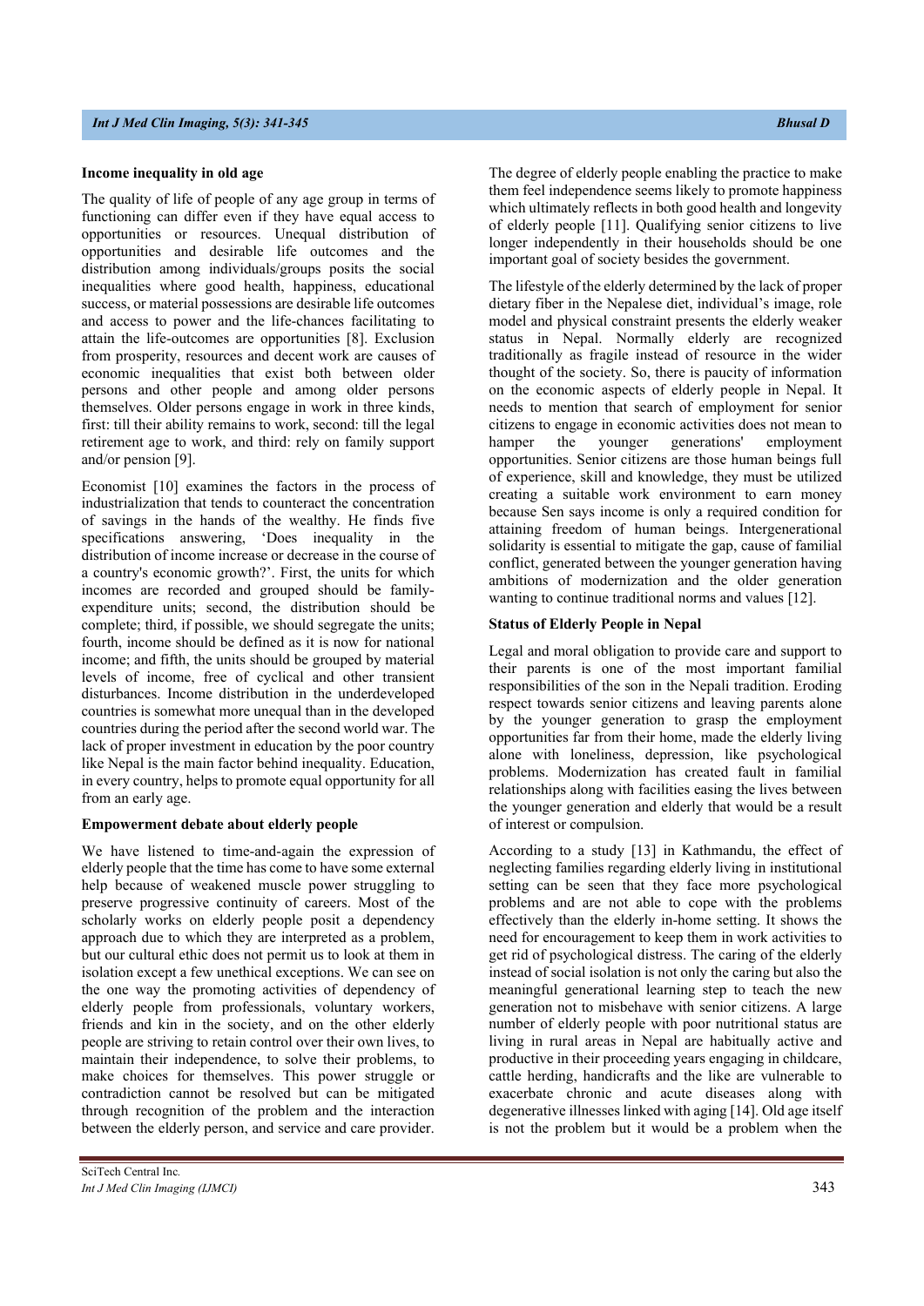### Income inequality in old age

The quality of life of people of any age group in terms of functioning can differ even if they have equal access to opportunities or resources. Unequal distribution of opportunities and desirable life outcomes and the distribution among individuals/groups posits the social inequalities where good health, happiness, educational success, or material possessions are desirable life outcomes and access to power and the life-chances facilitating to attain the life-outcomes are opportunities [8]. Exclusion from prosperity, resources and decent work are causes of economic inequalities that exist both between older persons and other people and among older persons themselves. Older persons engage in work in three kinds, first: till their ability remains to work, second: till the legal retirement age to work, and third: rely on family support and/or pension [9].

Economist [10] examines the factors in the process of industrialization that tends to counteract the concentration of savings in the hands of the wealthy. He finds five specifications answering, 'Does inequality in the distribution of income increase or decrease in the course of a country's economic growth?'. First, the units for which incomes are recorded and grouped should be family-expenditure units; second, the distribution should be complete; third, if possible, we should segregate the units; fourth, income should be defined as it is now for national income; and fifth, the units should be grouped by material levels of income, free of cyclical and other transient disturbances. Income distribution in the underdeveloped countries is somewhat more unequal than in the developed countries during the period after the second world war. The lack of proper investment in education by the poor country like Nepal is the main factor behind inequality. Education, in every country, helps to promote equal opportunity for all from an early age.

### Empowerment debate about elderly people

We have listened to time-and-again the expression of elderly people that the time has come to have some external help because of weakened muscle power struggling to preserve progressive continuity of careers. Most of the scholarly works on elderly people posit a dependency approach due to which they are interpreted as a problem, but our cultural ethic does not permit us to look at them in isolation except a few unethical exceptions. We can see on the one way the promoting activities of dependency of elderly people from professionals, voluntary workers, friends and kin in the society, and on the other elderly people are striving to retain control over their own lives, to maintain their independence, to solve their problems, to make choices for themselves. This power struggle or contradiction cannot be resolved but can be mitigated through recognition of the problem and the interaction between the elderly person, and service and care provider.

The degree of elderly people enabling the practice to make them feel independence seems likely to promote happiness which ultimately reflects in both good health and longevity of elderly people [11]. Qualifying senior citizens to live longer independently in their households should be one important goal of society besides the government.

The lifestyle of the elderly determined by the lack of proper dietary fiber in the Nepalese diet, individual's image, role model and physical constraint presents the elderly weaker status in Nepal. Normally elderly are recognized traditionally as fragile instead of resource in the wider thought of the society. So, there is paucity of information on the economic aspects of elderly people in Nepal. It needs to mention that search of employment for senior citizens to engage in economic activities does not mean to hamper the younger generations' employment opportunities. Senior citizens are those human beings full of experience, skill and knowledge, they must be utilized creating a suitable work environment to earn money because Sen says income is only a required condition for attaining freedom of human beings. Intergenerational solidarity is essential to mitigate the gap, cause of familial conflict, generated between the younger generation having ambitions of modernization and the older generation wanting to continue traditional norms and values [12].

### Status of Elderly People in Nepal

Legal and moral obligation to provide care and support to their parents is one of the most important familial responsibilities of the son in the Nepali tradition. Eroding respect towards senior citizens and leaving parents alone by the younger generation to grasp the employment opportunities far from their home, made the elderly living alone with loneliness, depression, like psychological problems. Modernization has created fault in familial relationships along with facilities easing the lives between the younger generation and elderly that would be a result of interest or compulsion.

According to a study [13] in Kathmandu, the effect of neglecting families regarding elderly living in institutional setting can be seen that they face more psychological problems and are not able to cope with the problems effectively than the elderly in-home setting. It shows the need for encouragement to keep them in work activities to get rid of psychological distress. The caring of the elderly instead of social isolation is not only the caring but also the meaningful generational learning step to teach the new generation not to misbehave with senior citizens. A large number of elderly people with poor nutritional status are living in rural areas in Nepal are habitually active and productive in their proceeding years engaging in childcare, cattle herding, handicrafts and the like are vulnerable to exacerbate chronic and acute diseases along with degenerative illnesses linked with aging [14]. Old age itself is not the problem but it would be a problem when the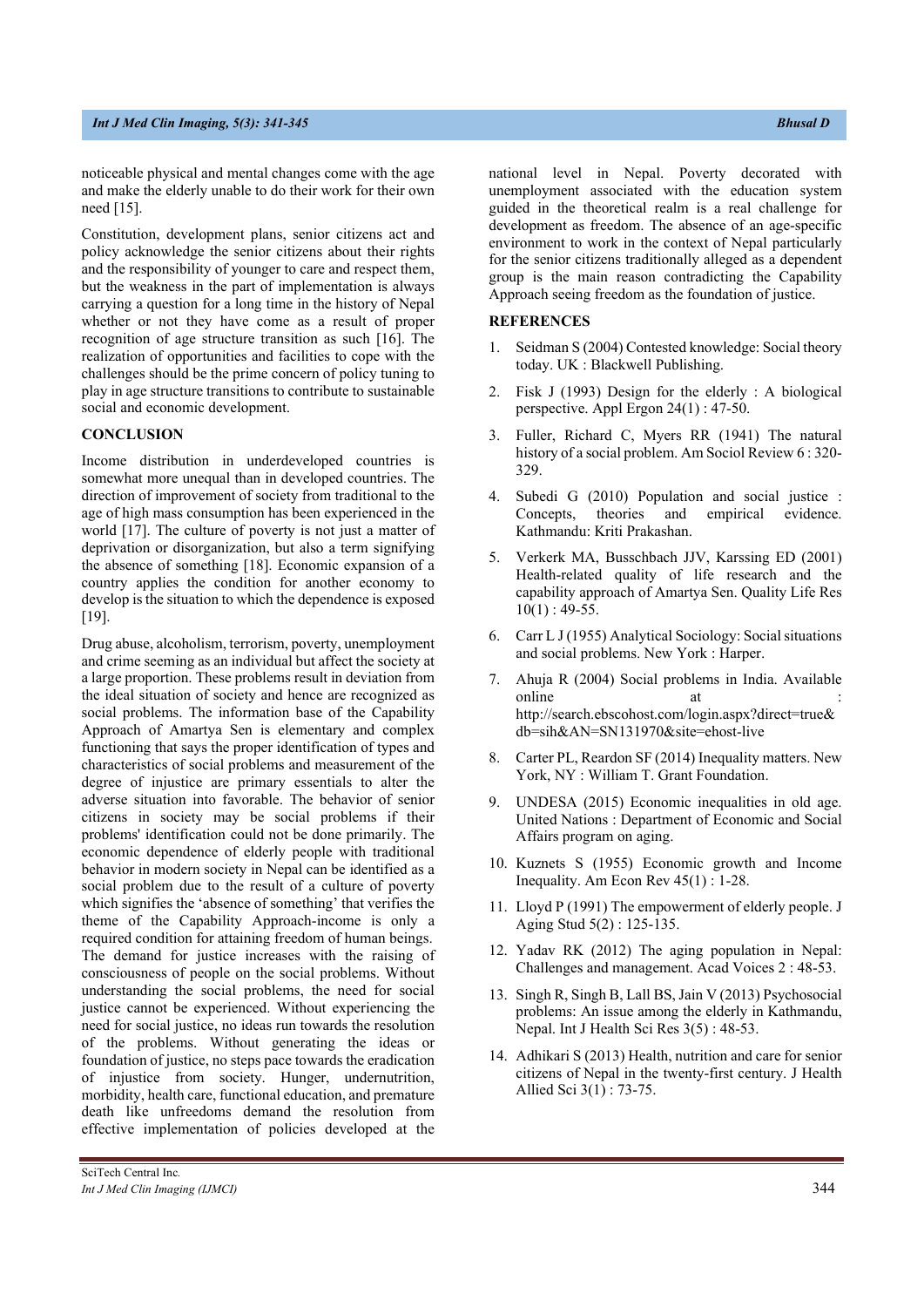noticeable physical and mental changes come with the age and make the elderly unable to do their work for their own need [15].

Constitution, development plans, senior citizens act and policy acknowledge the senior citizens about their rights and the responsibility of younger to care and respect them, but the weakness in the part of implementation is always carrying a question for a long time in the history of Nepal whether or not they have come as a result of proper recognition of age structure transition as such [16]. The realization of opportunities and facilities to cope with the challenges should be the prime concern of policy tuning to play in age structure transitions to contribute to sustainable social and economic development.

## CONCLUSION

Income distribution in underdeveloped countries is somewhat more unequal than in developed countries. The direction of improvement of society from traditional to the age of high mass consumption has been experienced in the world [17]. The culture of poverty is not just a matter of deprivation or disorganization, but also a term signifying the absence of something [18]. Economic expansion of a country applies the condition for another economy to develop is the situation to which the dependence is exposed [19].

Drug abuse, alcoholism, terrorism, poverty, unemployment and crime seeming as an individual but affect the society at a large proportion. These problems result in deviation from the ideal situation of society and hence are recognized as social problems. The information base of the Capability Approach of Amartya Sen is elementary and complex functioning that says the proper identification of types and characteristics of social problems and measurement of the degree of injustice are primary essentials to alter the adverse situation into favorable. The behavior of senior citizens in society may be social problems if their problems' identification could not be done primarily. The economic dependence of elderly people with traditional behavior in modern society in Nepal can be identified as a social problem due to the result of a culture of poverty which signifies the 'absence of something' that verifies the theme of the Capability Approach-income is only a required condition for attaining freedom of human beings. The demand for justice increases with the raising of consciousness of people on the social problems. Without understanding the social problems, the need for social justice cannot be experienced. Without experiencing the need for social justice, no ideas run towards the resolution of the problems. Without generating the ideas or foundation of justice, no steps pace towards the eradication of injustice from society. Hunger, undernutrition, morbidity, health care, functional education, and premature death like unfreedoms demand the resolution from effective implementation of policies developed at the national level in Nepal. Poverty decorated with unemployment associated with the education system guided in the theoretical realm is a real challenge for development as freedom. The absence of an age-specific environment to work in the context of Nepal particularly for the senior citizens traditionally alleged as a dependent group is the main reason contradicting the Capability Approach seeing freedom as the foundation of justice.

## REFERENCES

1. Seidman S (2004) Contested knowledge: Social theory today. UK : Blackwell Publishing.
2. Fisk J (1993) Design for the elderly : A biological perspective. Appl Ergon 24(1) : 47-50.
3. Fuller, Richard C, Myers RR (1941) The natural history of a social problem. Am Sociol Review 6 : 320-329.
4. Subedi G (2010) Population and social justice : Concepts, theories and empirical evidence. Kathmandu: Kriti Prakashan.
5. Verkerk MA, Busschbach JJV, Karssing ED (2001) Health-related quality of life research and the capability approach of Amartya Sen. Quality Life Res 10(1) : 49-55.
6. Carr L J (1955) Analytical Sociology: Social situations and social problems. New York : Harper.
7. Ahuja R (2004) Social problems in India. Available online at : http://search.ebscohost.com/login.aspx?direct=true&db=sih&AN=SN131970&site=ehost-live
8. Carter PL, Reardon SF (2014) Inequality matters. New York, NY : William T. Grant Foundation.
9. UNDESA (2015) Economic inequalities in old age. United Nations : Department of Economic and Social Affairs program on aging.
10. Kuznets S (1955) Economic growth and Income Inequality. Am Econ Rev 45(1) : 1-28.
11. Lloyd P (1991) The empowerment of elderly people. J Aging Stud 5(2) : 125-135.
12. Yadav RK (2012) The aging population in Nepal: Challenges and management. Acad Voices 2 : 48-53.
13. Singh R, Singh B, Lall BS, Jain V (2013) Psychosocial problems: An issue among the elderly in Kathmandu, Nepal. Int J Health Sci Res 3(5) : 48-53.
14. Adhikari S (2013) Health, nutrition and care for senior citizens of Nepal in the twenty-first century. J Health Allied Sci 3(1) : 73-75.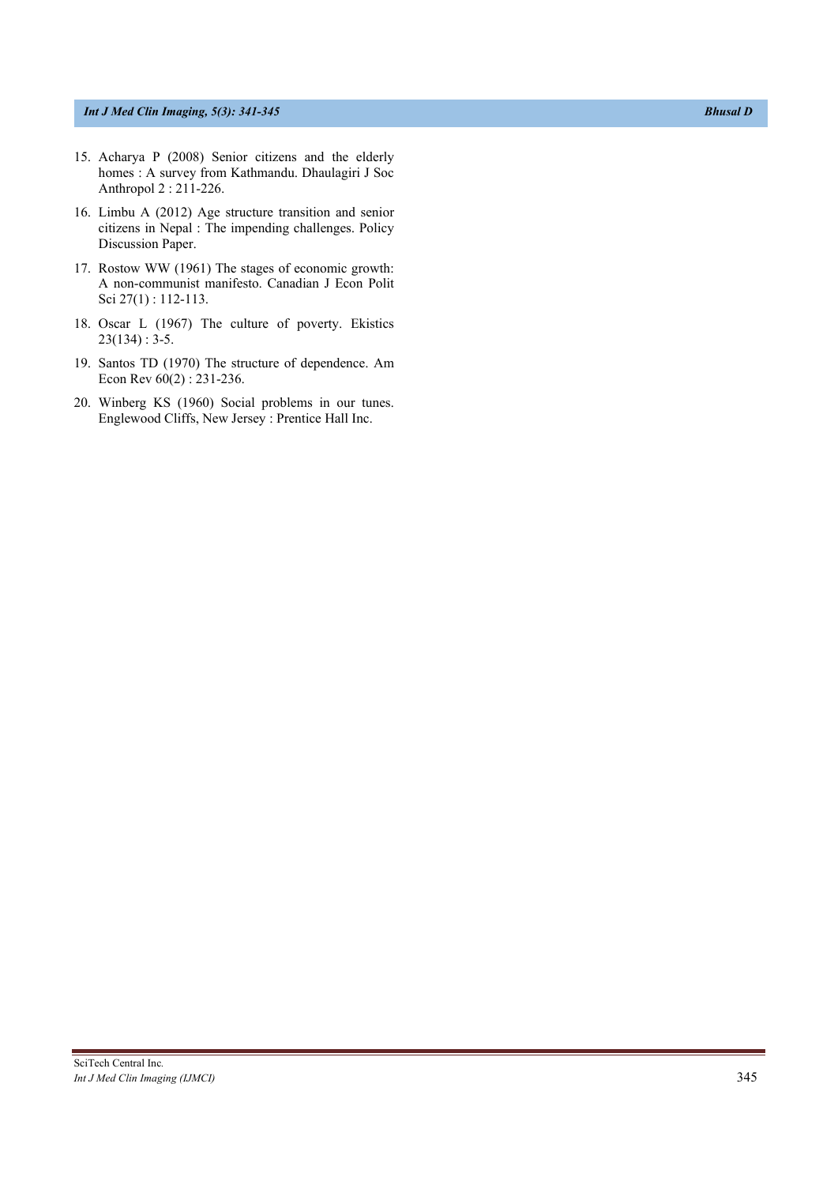15. Acharya P (2008) Senior citizens and the elderly homes : A survey from Kathmandu. Dhaulagiri J Soc Anthropol 2 : 211-226.
16. Limbu A (2012) Age structure transition and senior citizens in Nepal : The impending challenges. Policy Discussion Paper.
17. Rostow WW (1961) The stages of economic growth: A non-communist manifesto. Canadian J Econ Polit Sci 27(1) : 112-113.
18. Oscar L (1967) The culture of poverty. Ekistics 23(134) : 3-5.
19. Santos TD (1970) The structure of dependence. Am Econ Rev 60(2) : 231-236.
20. Winberg KS (1960) Social problems in our tunes. Englewood Cliffs, New Jersey : Prentice Hall Inc.